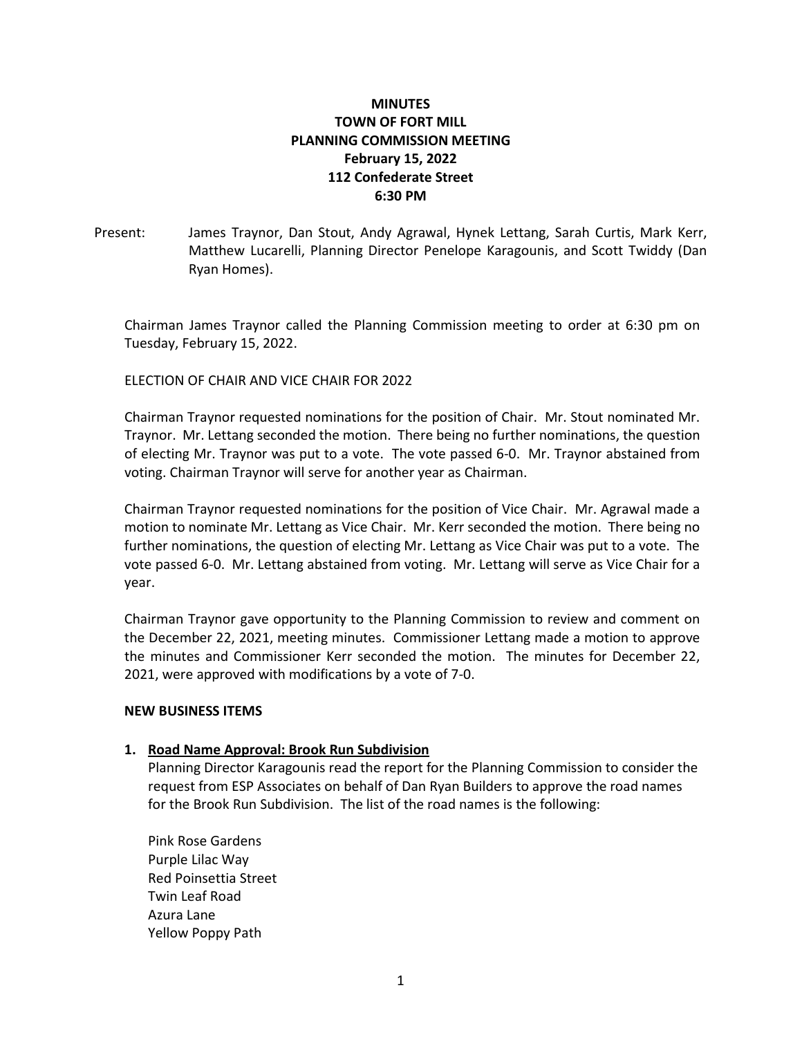# MINUTES
## TOWN OF FORT MILL
## PLANNING COMMISSION MEETING
## February 15, 2022
## 112 Confederate Street
## 6:30 PM

Present: James Traynor, Dan Stout, Andy Agrawal, Hynek Lettang, Sarah Curtis, Mark Kerr, Matthew Lucarelli, Planning Director Penelope Karagounis, and Scott Twiddy (Dan Ryan Homes).

Chairman James Traynor called the Planning Commission meeting to order at 6:30 pm on Tuesday, February 15, 2022.

ELECTION OF CHAIR AND VICE CHAIR FOR 2022

Chairman Traynor requested nominations for the position of Chair. Mr. Stout nominated Mr. Traynor. Mr. Lettang seconded the motion. There being no further nominations, the question of electing Mr. Traynor was put to a vote. The vote passed 6-0. Mr. Traynor abstained from voting. Chairman Traynor will serve for another year as Chairman.

Chairman Traynor requested nominations for the position of Vice Chair. Mr. Agrawal made a motion to nominate Mr. Lettang as Vice Chair. Mr. Kerr seconded the motion. There being no further nominations, the question of electing Mr. Lettang as Vice Chair was put to a vote. The vote passed 6-0. Mr. Lettang abstained from voting. Mr. Lettang will serve as Vice Chair for a year.

Chairman Traynor gave opportunity to the Planning Commission to review and comment on the December 22, 2021, meeting minutes. Commissioner Lettang made a motion to approve the minutes and Commissioner Kerr seconded the motion. The minutes for December 22, 2021, were approved with modifications by a vote of 7-0.

**NEW BUSINESS ITEMS**

1. **Road Name Approval: Brook Run Subdivision**
   Planning Director Karagounis read the report for the Planning Commission to consider the request from ESP Associates on behalf of Dan Ryan Builders to approve the road names for the Brook Run Subdivision. The list of the road names is the following:

   Pink Rose Gardens
   Purple Lilac Way
   Red Poinsettia Street
   Twin Leaf Road
   Azura Lane
   Yellow Poppy Path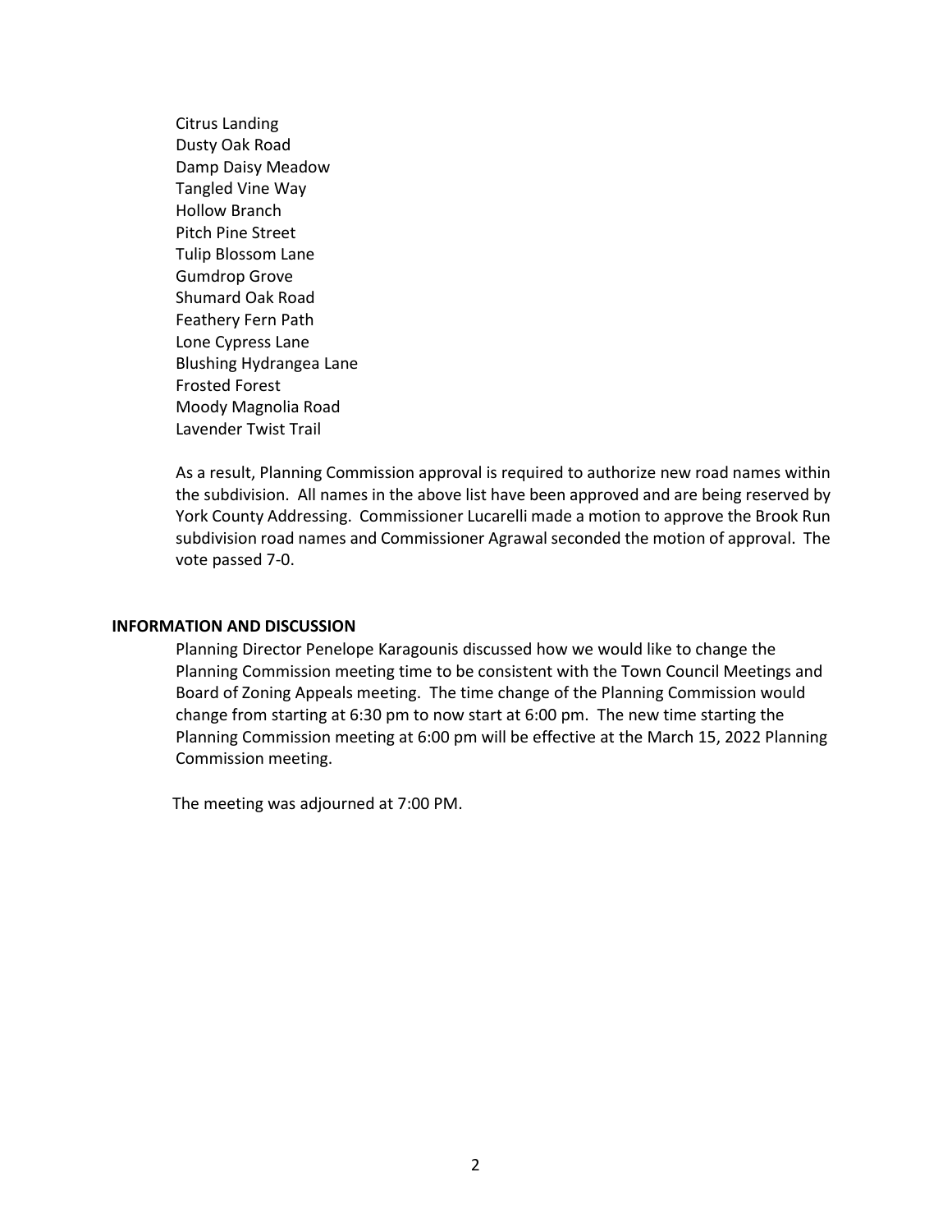Citus Landing
Dusty Oak Road
Damp Daisy Meadow
Tangled Vine Way
Hollow Branch
Pitch Pine Street
Tulip Blossom Lane
Gumdrop Grove
Shumard Oak Road
Feathery Fern Path
Lone Cypress Lane
Blushing Hydrangea Lane
Frosted Forest
Moody Magnolia Road
Lavender Twist Trail

As a result, Planning Commission approval is required to authorize new road names within the subdivision. All names in the above list have been approved and are being reserved by York County Addressing. Commissioner Lucarelli made a motion to approve the Brook Run subdivision road names and Commissioner Agrawal seconded the motion of approval. The vote passed 7-0.

**INFORMATION AND DISCUSSION**

Planning Director Penelope Karagounis discussed how we would like to change the Planning Commission meeting time to be consistent with the Town Council Meetings and Board of Zoning Appeals meeting. The time change of the Planning Commission would change from starting at 6:30 pm to now start at 6:00 pm. The new time starting the Planning Commission meeting at 6:00 pm will be effective at the March 15, 2022 Planning Commission meeting.

The meeting was adjourned at 7:00 PM.